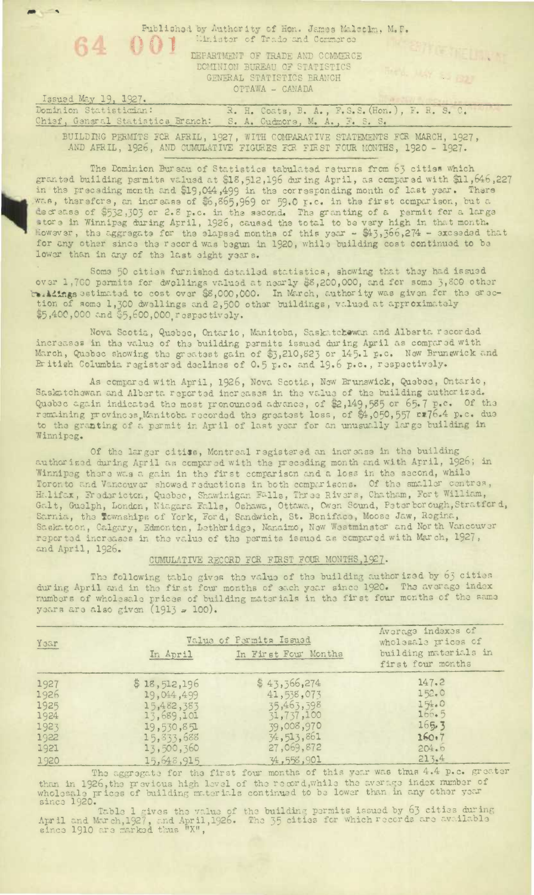64 001

Published by Authority of Hon. James Malcolm, M.P.
Minister of Trade and Commerce

DEPARTMENT OF TRADE AND COMMERCE
DOMINION BUREAU OF STATISTICS
GENERAL STATISTICS BRANCH
OTTAWA - CANADA

Issued May 19, 1927.

Dominion Statistician: R. H. Coats, B. A., F.S.S.(Hon.), F. R. S. C.
Chief, General Statistics Branch: S. A. Cudmore, M. A., F. S. S.

BUILDING PERMITS FOR APRIL, 1927, WITH COMPARATIVE STATEMENTS FOR MARCH, 1927, AND APRIL, 1926, AND CUMULATIVE FIGURES FOR FIRST FOUR MONTHS, 1920 - 1927.

The Dominion Bureau of Statistics tabulated returns from 63 cities which granted building permits valued at $18,512,196 during April, as compared with $11,646,227 in the preceding month and $19,044,499 in the corresponding month of last year. There was, therefore, an increase of $6,865,969 or 59.0 p.c. in the first comparison, but a decrease of $532,303 or 2.8 p.c. in the second. The granting of a permit for a large store in Winnipeg during April, 1926, caused the total to be very high in that month. However, the aggregate for the elapsed months of this year - $43,366,274 - exceeded that for any other since the record was begun in 1920, while building cost continued to be lower than in any of the last eight years.

Some 50 cities furnished detailed statistics, showing that they had issued over 1,700 permits for dwellings valued at nearly $8,200,000, and for some 3,800 other buildings estimated to cost over $8,000,000. In March, authority was given for the erection of some 1,300 dwellings and 2,500 other buildings, valued at approximately $5,400,000 and $5,600,000 respectively.

Nova Scotia, Quebec, Ontario, Manitoba, Saskatchewan and Alberta recorded increases in the value of the building permits issued during April as compared with March, Quebec showing the greatest gain of $3,210,823 or 145.1 p.c. New Brunswick and British Columbia registered declines of 0.5 p.c. and 19.6 p.c., respectively.

As compared with April, 1926, Nova Scotia, New Brunswick, Quebec, Ontario, Saskatchewan and Alberta reported increases in the value of the building authorized. Quebec again indicated the most pronounced advance, of $2,149,585 or 65.7 p.c. Of the remaining provinces, Manitoba recorded the greatest loss, of $4,050,557 or 76.4 p.c. due to the granting of a permit in April of last year for an unusually large building in Winnipeg.

Of the larger cities, Montreal registered an increase in the building authorized during April as compared with the preceding month and with April, 1926; in Winnipeg there was a gain in the first comparison and a loss in the second, while Toronto and Vancouver showed reductions in both comparisons. Of the smaller centres, Halifax, Fredericton, Quebec, Shawinigan Falls, Three Rivers, Chatham, Fort William, Galt, Guelph, London, Niagara Falls, Oshawa, Ottawa, Owen Sound, Peterborough, Stratford, Sarnia, the Townships of York, Ford, Sandwich, St. Boniface, Moose Jaw, Regina, Saskatoon, Calgary, Edmonton, Lethbridge, Nanaimo, New Westminster and North Vancouver reported increases in the value of the permits issued as compared with March, 1927, and April, 1926.

## CUMULATIVE RECORD FOR FIRST FOUR MONTHS, 1927.

The following table gives the value of the building authorized by 63 cities during April and in the first four months of each year since 1920. The average index numbers of wholesale prices of building materials in the first four months of the same years are also given (1913 = 100).

| Year | Value of Permits Issued | | Average indexes of wholesale prices of building materials in first four months |
|---|---|---|---|
| | In April | In First Four Months | |
| 1927 | $ 18,512,196 | $ 43,366,274 | 147.2 |
| 1926 | 19,044,499 | 41,538,073 | 152.0 |
| 1925 | 15,482,383 | 35,463,398 | 154.0 |
| 1924 | 13,689,101 | 31,737,100 | 166.5 |
| 1923 | 19,530,851 | 39,008,970 | 165.3 |
| 1922 | 15,833,688 | 34,513,861 | 160.7 |
| 1921 | 13,500,360 | 27,069,872 | 204.6 |
| 1920 | 15,648,915 | 34,558,901 | 213.4 |

The aggregate for the first four months of this year was thus 4.4 p.c. greater than in 1926, the previous high level of the record, while the average index number of wholesale prices of building materials continued to be lower than in any other year since 1920.

Table 1 gives the value of the building permits issued by 63 cities during April and March, 1927, and April, 1926. The 35 cities for which records are available since 1910 are marked thus "X".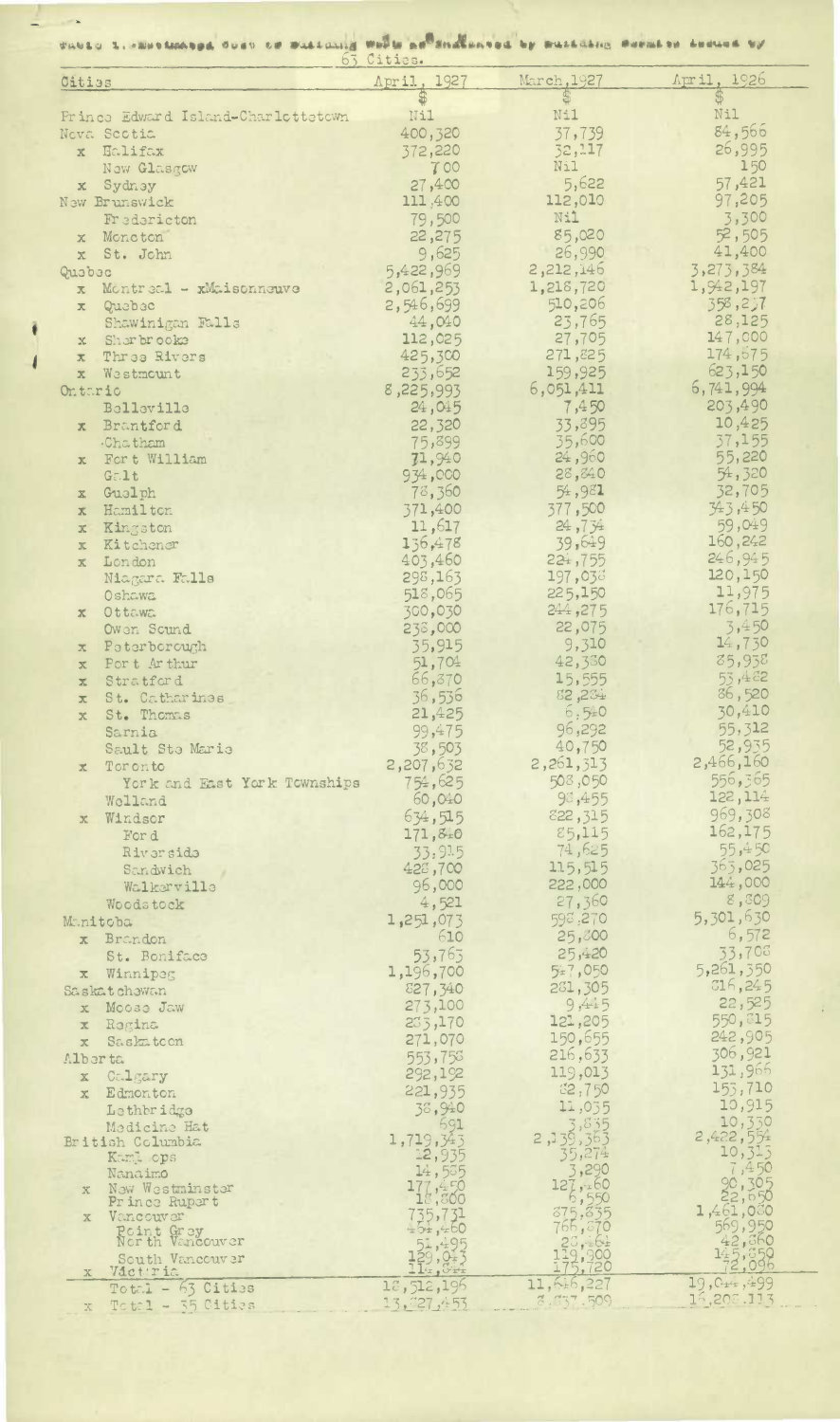Table 1.-Estimated Cost of Building Work as Indicated by Building Permits Issued by 63 Cities.

| Cities | April, 1927 | March, 1927 | April, 1926 |
|---|---|---|---|
| | $ | $ | $ |
| Prince Edward Island-Charlottetown | Nil | Nil | Nil |
| Nova Scotia | 400,320 | 37,739 | 84,566 |
| x Halifax | 372,220 | 32,117 | 26,995 |
| New Glasgow | 700 | Nil | 150 |
| x Sydney | 27,400 | 5,622 | 57,421 |
| New Brunswick | 111,400 | 112,010 | 97,205 |
| Fredericton | 79,500 | Nil | 3,300 |
| x Moncton | 22,275 | 85,020 | 52,505 |
| x St. John | 9,625 | 26,990 | 41,400 |
| Quebec | 5,422,969 | 2,212,146 | 3,273,384 |
| x Montreal - xMaisonneuve | 2,061,253 | 1,218,720 | 1,942,197 |
| x Quebec | 2,546,699 | 510,206 | 358,237 |
| Shawinigan Falls | 44,040 | 23,765 | 28,125 |
| x Sherbrooke | 112,025 | 27,705 | 147,000 |
| x Three Rivers | 425,300 | 271,825 | 174,675 |
| x Westmount | 233,652 | 159,925 | 623,150 |
| Ontario | 8,225,993 | 6,051,411 | 6,741,994 |
| Belleville | 24,045 | 7,450 | 203,490 |
| x Brantford | 22,320 | 33,895 | 10,425 |
| Chatham | 75,899 | 35,600 | 37,155 |
| x Fort William | 71,940 | 24,960 | 55,220 |
| Galt | 934,000 | 28,840 | 54,320 |
| x Guelph | 78,360 | 54,981 | 32,705 |
| x Hamilton | 371,400 | 377,500 | 343,450 |
| x Kingston | 11,617 | 24,734 | 59,049 |
| x Kitchener | 136,478 | 39,649 | 160,242 |
| x London | 403,460 | 224,755 | 246,945 |
| Niagara Falls | 298,163 | 197,038 | 120,150 |
| Oshawa | 518,065 | 225,150 | 11,975 |
| x Ottawa | 300,030 | 244,275 | 176,715 |
| Owen Sound | 238,000 | 22,075 | 3,450 |
| x Peterborough | 35,915 | 9,310 | 14,730 |
| x Port Arthur | 51,704 | 42,380 | 85,938 |
| x Stratford | 66,870 | 15,555 | 53,482 |
| x St. Catharines | 36,536 | 82,284 | 86,520 |
| x St. Thomas | 21,425 | 6,540 | 30,410 |
| Sarnia | 99,475 | 96,292 | 55,312 |
| Sault Ste Marie | 38,503 | 40,750 | 52,935 |
| x Toronto | 2,207,632 | 2,261,313 | 2,466,160 |
| York and East York Townships | 754,625 | 508,050 | 556,365 |
| Welland | 60,040 | 98,455 | 122,114 |
| x Windsor | 634,515 | 822,315 | 969,308 |
| Ford | 171,840 | 85,115 | 162,175 |
| Riverside | 33,915 | 74,625 | 55,450 |
| Sandwich | 428,700 | 115,515 | 365,025 |
| Walkerville | 96,000 | 222,000 | 144,000 |
| Woodstock | 4,521 | 27,360 | 8,809 |
| Manitoba | 1,251,073 | 598,270 | 5,301,630 |
| x Brandon | 610 | 25,800 | 6,572 |
| St. Boniface | 53,763 | 25,420 | 33,708 |
| x Winnipeg | 1,196,700 | 547,050 | 5,261,350 |
| Saskatchewan | 827,340 | 281,305 | 816,245 |
| x Moose Jaw | 273,100 | 9,445 | 22,525 |
| x Regina | 283,170 | 121,205 | 550,815 |
| x Saskatoon | 271,070 | 150,655 | 242,905 |
| Alberta | 553,758 | 216,633 | 306,921 |
| x Calgary | 292,192 | 119,013 | 131,966 |
| x Edmonton | 221,935 | 82,750 | 153,710 |
| Lethbridge | 38,940 | 11,035 | 10,915 |
| Medicine Hat | 691 | 3,835 | 10,330 |
| British Columbia | 1,719,343 | 2,138,363 | 2,422,554 |
| Kamloops | 12,935 | 35,274 | 10,315 |
| Nanaimo | 14,535 | 3,290 | 7,450 |
| x New Westminster | 177,450 | 127,460 | 90,305 |
| Prince Rupert | 18,800 | 6,550 | 22,650 |
| x Vancouver | 735,731 | 875,835 | 1,461,080 |
| Point Grey | 464,460 | 766,870 | 569,950 |
| North Vancouver | 51,495 | 28,464 | 42,860 |
| South Vancouver | 129,943 | 119,900 | 145,850 |
| x Victoria | 114,844 | 175,720 | 72,096 |
| Total - 63 Cities | 18,512,196 | 11,647,227 | 19,044,499 |
| x Total - 35 Cities | 13,727,453 | 8,837,509 | 16,205,113 |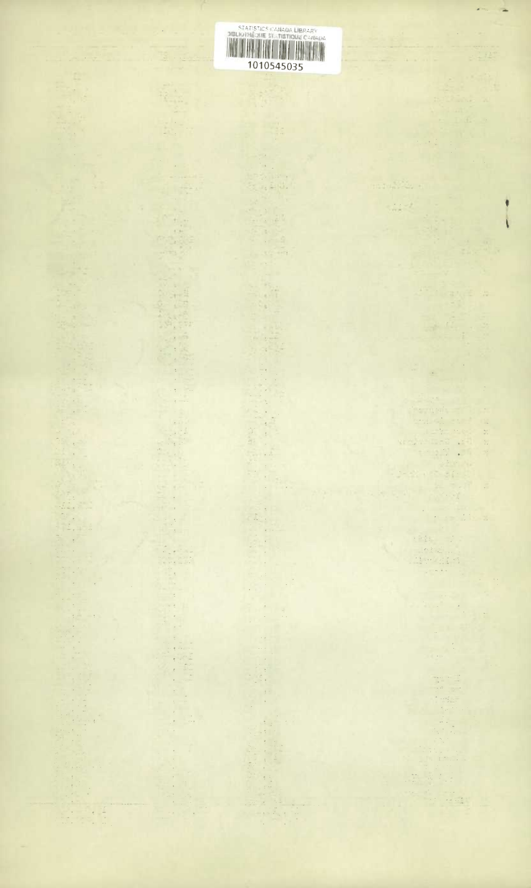STATISTICS CANADA LIBRARY
BIBLIOTHÈQUE STATISTIQUE CANADA

1010545035